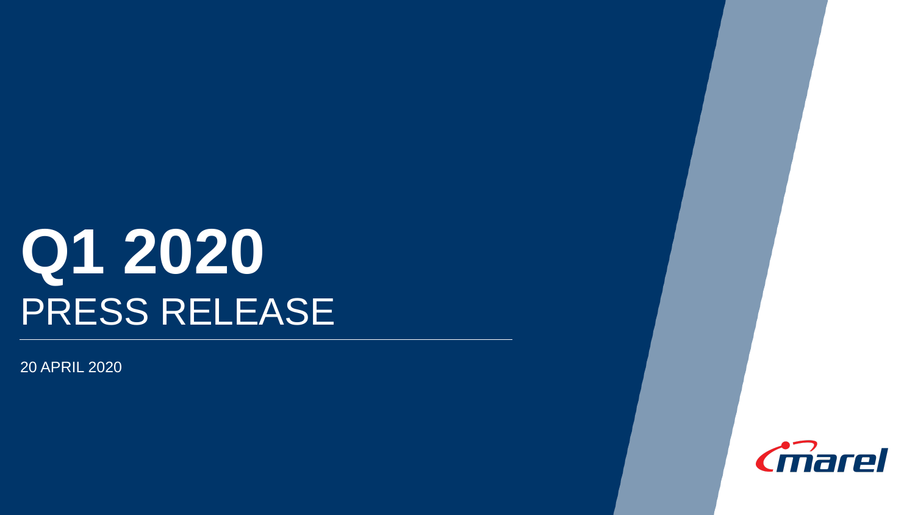# Q1 2020

## PRESS RELEASE

20 APRIL 2020

marel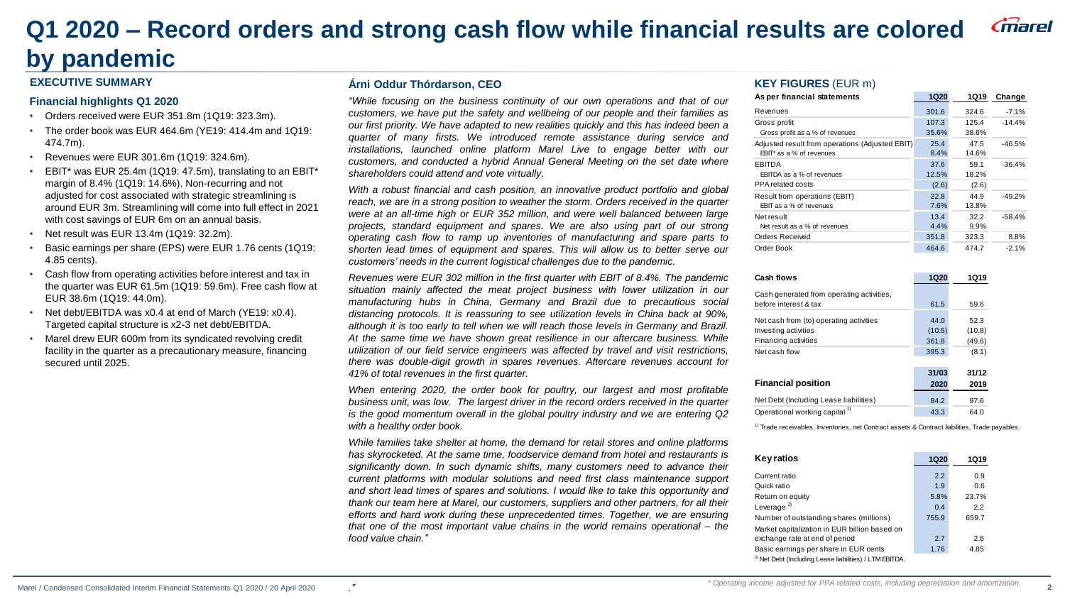# Q1 2020 – Record orders and strong cash flow while financial results are colored by pandemic

## EXECUTIVE SUMMARY

### Financial highlights Q1 2020

- Orders received were EUR 351.8m (1Q19: 323.3m).
- The order book was EUR 464.6m (YE19: 414.4m and 1Q19: 474.7m).
- Revenues were EUR 301.6m (1Q19: 324.6m).
- EBIT* was EUR 25.4m (1Q19: 47.5m), translating to an EBIT* margin of 8.4% (1Q19: 14.6%). Non-recurring and not adjusted for cost associated with strategic streamlining is around EUR 3m. Streamlining will come into full effect in 2021 with cost savings of EUR 6m on an annual basis.
- Net result was EUR 13.4m (1Q19: 32.2m).
- Basic earnings per share (EPS) were EUR 1.76 cents (1Q19: 4.85 cents).
- Cash flow from operating activities before interest and tax in the quarter was EUR 61.5m (1Q19: 59.6m). Free cash flow at EUR 38.6m (1Q19: 44.0m).
- Net debt/EBITDA was x0.4 at end of March (YE19: x0.4). Targeted capital structure is x2-3 net debt/EBITDA.
- Marel drew EUR 600m from its syndicated revolving credit facility in the quarter as a precautionary measure, financing secured until 2025.

## Árni Oddur Thórdarson, CEO

*"While focusing on the business continuity of our own operations and that of our customers, we have put the safety and wellbeing of our people and their families as our first priority. We have adapted to new realities quickly and this has indeed been a quarter of many firsts. We introduced remote assistance during service and installations, launched online platform Marel Live to engage better with our customers, and conducted a hybrid Annual General Meeting on the set date where shareholders could attend and vote virtually.*

*With a robust financial and cash position, an innovative product portfolio and global reach, we are in a strong position to weather the storm. Orders received in the quarter were at an all-time high or EUR 352 million, and were well balanced between large projects, standard equipment and spares. We are also using part of our strong operating cash flow to ramp up inventories of manufacturing and spare parts to shorten lead times of equipment and spares. This will allow us to better serve our customers' needs in the current logistical challenges due to the pandemic.*

*Revenues were EUR 302 million in the first quarter with EBIT of 8.4%. The pandemic situation mainly affected the meat project business with lower utilization in our manufacturing hubs in China, Germany and Brazil due to precautious social distancing protocols. It is reassuring to see utilization levels in China back at 90%, although it is too early to tell when we will reach those levels in Germany and Brazil. At the same time we have shown great resilience in our aftercare business. While utilization of our field service engineers was affected by travel and visit restrictions, there was double-digit growth in spares revenues. Aftercare revenues account for 41% of total revenues in the first quarter.*

*When entering 2020, the order book for poultry, our largest and most profitable business unit, was low. The largest driver in the record orders received in the quarter is the good momentum overall in the global poultry industry and we are entering Q2 with a healthy order book.*

*While families take shelter at home, the demand for retail stores and online platforms has skyrocketed. At the same time, foodservice demand from hotel and restaurants is significantly down. In such dynamic shifts, many customers need to advance their current platforms with modular solutions and need first class maintenance support and short lead times of spares and solutions. I would like to take this opportunity and thank our team here at Marel, our customers, suppliers and other partners, for all their efforts and hard work during these unprecedented times. Together, we are ensuring that one of the most important value chains in the world remains operational – the food value chain."*

## KEY FIGURES (EUR m)

| As per financial statements | 1Q20 | 1Q19 | Change |
|---|---|---|---|
| Revenues | 301.6 | 324.6 | -7.1% |
| Gross profit | 107.3 | 125.4 | -14.4% |
| Gross profit as a % of revenues | 35.6% | 38.6% | |
| Adjusted result from operations (Adjusted EBIT) | 25.4 | 47.5 | -46.5% |
| EBIT* as a % of revenues | 8.4% | 14.6% | |
| EBITDA | 37.6 | 59.1 | -36.4% |
| EBITDA as a % of revenues | 12.5% | 18.2% | |
| PPA related costs | (2.6) | (2.6) | |
| Result from operations (EBIT) | 22.8 | 44.9 | -49.2% |
| EBIT as a % of revenues | 7.6% | 13.8% | |
| Net result | 13.4 | 32.2 | -58.4% |
| Net result as a % of revenues | 4.4% | 9.9% | |
| Orders Received | 351.8 | 323.3 | 8.8% |
| Order Book | 464.6 | 474.7 | -2.1% |

| Cash flows | 1Q20 | 1Q19 |
|---|---|---|
| Cash generated from operating activities, before interest & tax | 61.5 | 59.6 |
| Net cash from (to) operating activities | 44.0 | 52.3 |
| Investing activities | (10.5) | (10.8) |
| Financing activities | 361.8 | (49.6) |
| Net cash flow | 395.3 | (8.1) |

| Financial position | 31/03 2020 | 31/12 2019 |
|---|---|---|
| Net Debt (Including Lease liabilities) | 84.2 | 97.6 |
| Operational working capital [1] | 43.3 | 64.0 |

[1] Trade receivables, Inventories, net Contract assets & Contract liabilities, Trade payables.

| Key ratios | 1Q20 | 1Q19 |
|---|---|---|
| Current ratio | 2.2 | 0.9 |
| Quick ratio | 1.9 | 0.6 |
| Return on equity | 5.8% | 23.7% |
| Leverage [2] | 0.4 | 2.2 |
| Number of outstanding shares (millions) | 755.9 | 659.7 |
| Market capitalization in EUR billion based on exchange rate at end of period | 2.7 | 2.6 |
| Basic earnings per share in EUR cents | 1.76 | 4.85 |

[2] Net Debt (Including Lease liabilities) / LTM EBITDA.

\* Operating income adjusted for PPA related costs, including depreciation and amortization.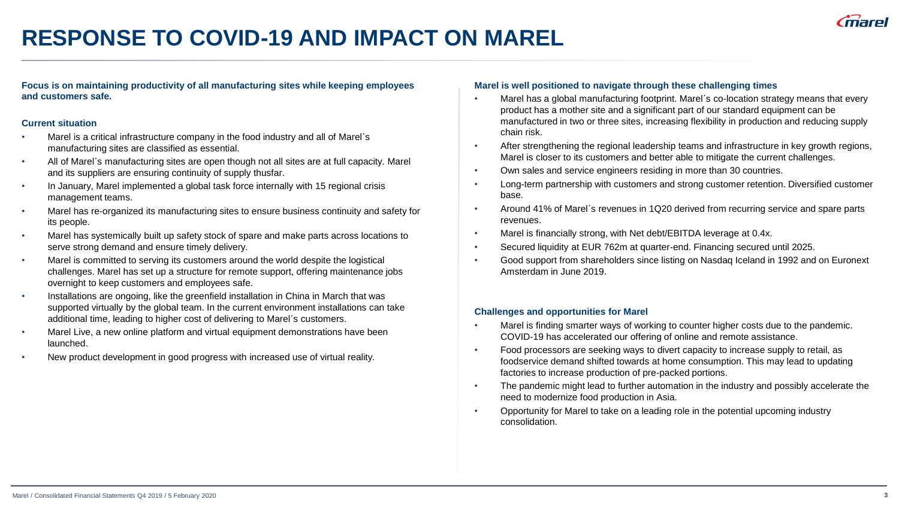# RESPONSE TO COVID-19 AND IMPACT ON MAREL

**Focus is on maintaining productivity of all manufacturing sites while keeping employees and customers safe.**

**Current situation**

- Marel is a critical infrastructure company in the food industry and all of Marel´s manufacturing sites are classified as essential.
- All of Marel´s manufacturing sites are open though not all sites are at full capacity. Marel and its suppliers are ensuring continuity of supply thusfar.
- In January, Marel implemented a global task force internally with 15 regional crisis management teams.
- Marel has re-organized its manufacturing sites to ensure business continuity and safety for its people.
- Marel has systemically built up safety stock of spare and make parts across locations to serve strong demand and ensure timely delivery.
- Marel is committed to serving its customers around the world despite the logistical challenges. Marel has set up a structure for remote support, offering maintenance jobs overnight to keep customers and employees safe.
- Installations are ongoing, like the greenfield installation in China in March that was supported virtually by the global team. In the current environment installations can take additional time, leading to higher cost of delivering to Marel´s customers.
- Marel Live, a new online platform and virtual equipment demonstrations have been launched.
- New product development in good progress with increased use of virtual reality.

**Marel is well positioned to navigate through these challenging times**

- Marel has a global manufacturing footprint. Marel´s co-location strategy means that every product has a mother site and a significant part of our standard equipment can be manufactured in two or three sites, increasing flexibility in production and reducing supply chain risk.
- After strengthening the regional leadership teams and infrastructure in key growth regions, Marel is closer to its customers and better able to mitigate the current challenges.
- Own sales and service engineers residing in more than 30 countries.
- Long-term partnership with customers and strong customer retention. Diversified customer base.
- Around 41% of Marel´s revenues in 1Q20 derived from recurring service and spare parts revenues.
- Marel is financially strong, with Net debt/EBITDA leverage at 0.4x.
- Secured liquidity at EUR 762m at quarter-end. Financing secured until 2025.
- Good support from shareholders since listing on Nasdaq Iceland in 1992 and on Euronext Amsterdam in June 2019.

**Challenges and opportunities for Marel**

- Marel is finding smarter ways of working to counter higher costs due to the pandemic. COVID-19 has accelerated our offering of online and remote assistance.
- Food processors are seeking ways to divert capacity to increase supply to retail, as foodservice demand shifted towards at home consumption. This may lead to updating factories to increase production of pre-packed portions.
- The pandemic might lead to further automation in the industry and possibly accelerate the need to modernize food production in Asia.
- Opportunity for Marel to take on a leading role in the potential upcoming industry consolidation.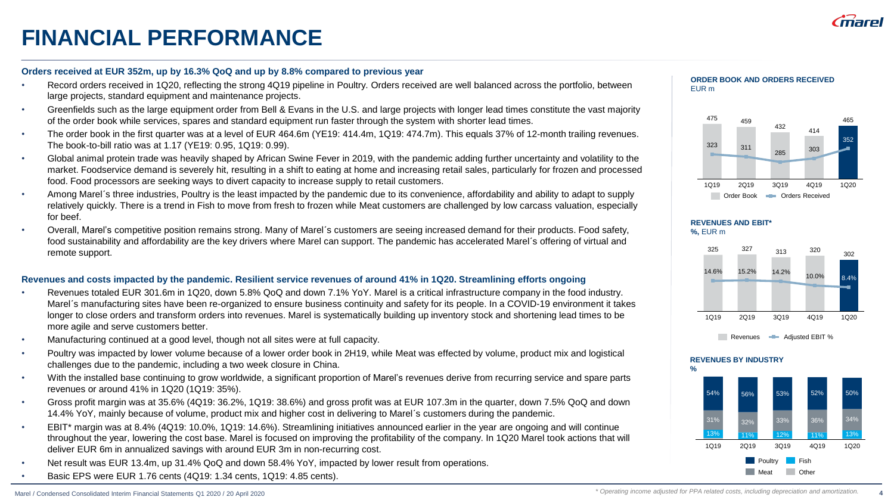# FINANCIAL PERFORMANCE

**Orders received at EUR 352m, up by 16.3% QoQ and up by 8.8% compared to previous year**

- Record orders received in 1Q20, reflecting the strong 4Q19 pipeline in Poultry. Orders received are well balanced across the portfolio, between large projects, standard equipment and maintenance projects.
- Greenfields such as the large equipment order from Bell & Evans in the U.S. and large projects with longer lead times constitute the vast majority of the order book while services, spares and standard equipment run faster through the system with shorter lead times.
- The order book in the first quarter was at a level of EUR 464.6m (YE19: 414.4m, 1Q19: 474.7m). This equals 37% of 12-month trailing revenues. The book-to-bill ratio was at 1.17 (YE19: 0.95, 1Q19: 0.99).
- Global animal protein trade was heavily shaped by African Swine Fever in 2019, with the pandemic adding further uncertainty and volatility to the market. Foodservice demand is severely hit, resulting in a shift to eating at home and increasing retail sales, particularly for frozen and processed food. Food processors are seeking ways to divert capacity to increase supply to retail customers.
- Among Marel´s three industries, Poultry is the least impacted by the pandemic due to its convenience, affordability and ability to adapt to supply relatively quickly. There is a trend in Fish to move from fresh to frozen while Meat customers are challenged by low carcass valuation, especially for beef.
- Overall, Marel’s competitive position remains strong. Many of Marel´s customers are seeing increased demand for their products. Food safety, food sustainability and affordability are the key drivers where Marel can support. The pandemic has accelerated Marel´s offering of virtual and remote support.

**Revenues and costs impacted by the pandemic. Resilient service revenues of around 41% in 1Q20. Streamlining efforts ongoing**

- Revenues totaled EUR 301.6m in 1Q20, down 5.8% QoQ and down 7.1% YoY. Marel is a critical infrastructure company in the food industry. Marel´s manufacturing sites have been re-organized to ensure business continuity and safety for its people. In a COVID-19 environment it takes longer to close orders and transform orders into revenues. Marel is systematically building up inventory stock and shortening lead times to be more agile and serve customers better.
- Manufacturing continued at a good level, though not all sites were at full capacity.
- Poultry was impacted by lower volume because of a lower order book in 2H19, while Meat was effected by volume, product mix and logistical challenges due to the pandemic, including a two week closure in China.
- With the installed base continuing to grow worldwide, a significant proportion of Marel’s revenues derive from recurring service and spare parts revenues or around 41% in 1Q20 (1Q19: 35%).
- Gross profit margin was at 35.6% (4Q19: 36.2%, 1Q19: 38.6%) and gross profit was at EUR 107.3m in the quarter, down 7.5% QoQ and down 14.4% YoY, mainly because of volume, product mix and higher cost in delivering to Marel´s customers during the pandemic.
- EBIT* margin was at 8.4% (4Q19: 10.0%, 1Q19: 14.6%). Streamlining initiatives announced earlier in the year are ongoing and will continue throughout the year, lowering the cost base. Marel is focused on improving the profitability of the company. In 1Q20 Marel took actions that will deliver EUR 6m in annualized savings with around EUR 3m in non-recurring cost.
- Net result was EUR 13.4m, up 31.4% QoQ and down 58.4% YoY, impacted by lower result from operations.
- Basic EPS were EUR 1.76 cents (4Q19: 1.34 cents, 1Q19: 4.85 cents).

**ORDER BOOK AND ORDERS RECEIVED**
EUR m

| | 1Q19 | 2Q19 | 3Q19 | 4Q19 | 1Q20 |
|---|---|---|---|---|---|
| Order Book | 475 | 459 | 432 | 414 | 465 |
| Orders Received | 323 | 311 | 285 | 303 | 352 |

**REVENUES AND EBIT***
**%,** EUR m

| | 1Q19 | 2Q19 | 3Q19 | 4Q19 | 1Q20 |
|---|---|---|---|---|---|
| Revenues | 325 | 327 | 313 | 320 | 302 |
| Adjusted EBIT % | 14.6% | 15.2% | 14.2% | 10.0% | 8.4% |

**REVENUES BY INDUSTRY**
**%**

| | 1Q19 | 2Q19 | 3Q19 | 4Q19 | 1Q20 |
|---|---|---|---|---|---|
| Poultry | 54% | 56% | 53% | 52% | 50% |
| Meat | 31% | 32% | 33% | 36% | 34% |
| Fish | 13% | 11% | 12% | 11% | 13% |

*\* Operating income adjusted for PPA related costs, including depreciation and amortization.*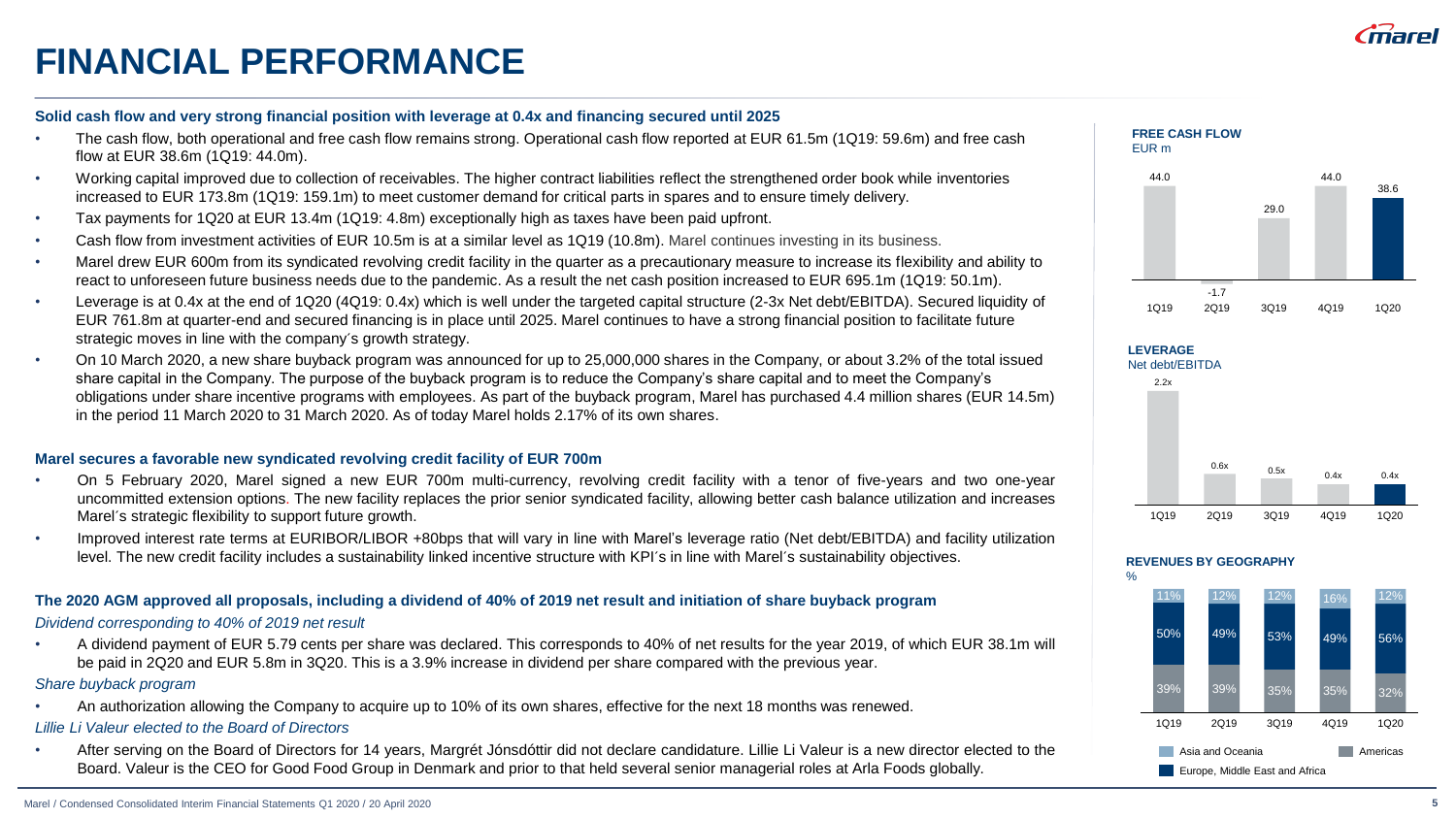# FINANCIAL PERFORMANCE

**Solid cash flow and very strong financial position with leverage at 0.4x and financing secured until 2025**

- The cash flow, both operational and free cash flow remains strong. Operational cash flow reported at EUR 61.5m (1Q19: 59.6m) and free cash flow at EUR 38.6m (1Q19: 44.0m).
- Working capital improved due to collection of receivables. The higher contract liabilities reflect the strengthened order book while inventories increased to EUR 173.8m (1Q19: 159.1m) to meet customer demand for critical parts in spares and to ensure timely delivery.
- Tax payments for 1Q20 at EUR 13.4m (1Q19: 4.8m) exceptionally high as taxes have been paid upfront.
- Cash flow from investment activities of EUR 10.5m is at a similar level as 1Q19 (10.8m). Marel continues investing in its business.
- Marel drew EUR 600m from its syndicated revolving credit facility in the quarter as a precautionary measure to increase its flexibility and ability to react to unforeseen future business needs due to the pandemic. As a result the net cash position increased to EUR 695.1m (1Q19: 50.1m).
- Leverage is at 0.4x at the end of 1Q20 (4Q19: 0.4x) which is well under the targeted capital structure (2-3x Net debt/EBITDA). Secured liquidity of EUR 761.8m at quarter-end and secured financing is in place until 2025. Marel continues to have a strong financial position to facilitate future strategic moves in line with the company´s growth strategy.
- On 10 March 2020, a new share buyback program was announced for up to 25,000,000 shares in the Company, or about 3.2% of the total issued share capital in the Company. The purpose of the buyback program is to reduce the Company's share capital and to meet the Company's obligations under share incentive programs with employees. As part of the buyback program, Marel has purchased 4.4 million shares (EUR 14.5m) in the period 11 March 2020 to 31 March 2020. As of today Marel holds 2.17% of its own shares.

**Marel secures a favorable new syndicated revolving credit facility of EUR 700m**

- On 5 February 2020, Marel signed a new EUR 700m multi-currency, revolving credit facility with a tenor of five-years and two one-year uncommitted extension options. The new facility replaces the prior senior syndicated facility, allowing better cash balance utilization and increases Marel´s strategic flexibility to support future growth.
- Improved interest rate terms at EURIBOR/LIBOR +80bps that will vary in line with Marel's leverage ratio (Net debt/EBITDA) and facility utilization level. The new credit facility includes a sustainability linked incentive structure with KPI´s in line with Marel´s sustainability objectives.

**The 2020 AGM approved all proposals, including a dividend of 40% of 2019 net result and initiation of share buyback program**

*Dividend corresponding to 40% of 2019 net result*

- A dividend payment of EUR 5.79 cents per share was declared. This corresponds to 40% of net results for the year 2019, of which EUR 38.1m will be paid in 2Q20 and EUR 5.8m in 3Q20. This is a 3.9% increase in dividend per share compared with the previous year.

*Share buyback program*

- An authorization allowing the Company to acquire up to 10% of its own shares, effective for the next 18 months was renewed.

*Lillie Li Valeur elected to the Board of Directors*

- After serving on the Board of Directors for 14 years, Margrét Jónsdóttir did not declare candidature. Lillie Li Valeur is a new director elected to the Board. Valeur is the CEO for Good Food Group in Denmark and prior to that held several senior managerial roles at Arla Foods globally.

**FREE CASH FLOW**
EUR m

| | 1Q19 | 2Q19 | 3Q19 | 4Q19 | 1Q20 |
|---|---|---|---|---|---|
| Free cash flow | 44.0 | -1.7 | 29.0 | 44.0 | 38.6 |

**LEVERAGE**
Net debt/EBITDA

| | 1Q19 | 2Q19 | 3Q19 | 4Q19 | 1Q20 |
|---|---|---|---|---|---|
| Leverage | 2.2x | 0.6x | 0.5x | 0.4x | 0.4x |

**REVENUES BY GEOGRAPHY**
%

| | 1Q19 | 2Q19 | 3Q19 | 4Q19 | 1Q20 |
|---|---|---|---|---|---|
| Asia and Oceania | 11% | 12% | 12% | 16% | 12% |
| Europe, Middle East and Africa | 50% | 49% | 53% | 49% | 56% |
| Americas | 39% | 39% | 35% | 35% | 32% |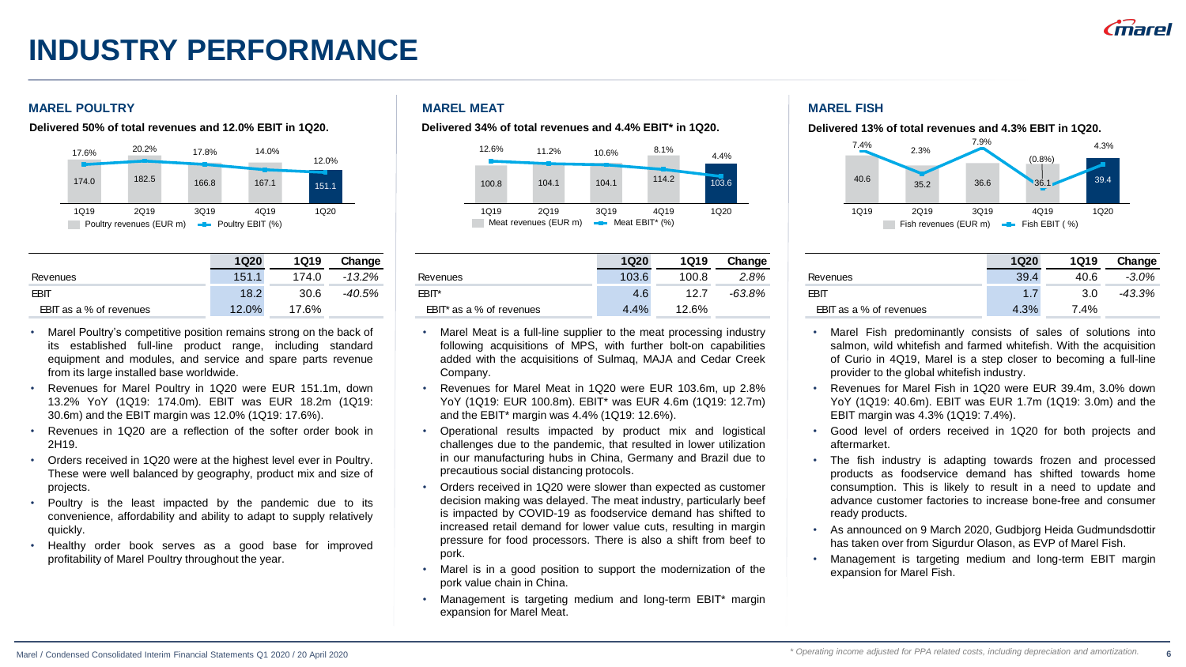# INDUSTRY PERFORMANCE

## MAREL POULTRY

**Delivered 50% of total revenues and 12.0% EBIT in 1Q20.**

| | 1Q19 | 2Q19 | 3Q19 | 4Q19 | 1Q20 |
|---|---|---|---|---|---|
| Poultry revenues (EUR m) | 174.0 | 182.5 | 166.8 | 167.1 | 151.1 |
| Poultry EBIT (%) | 17.6% | 20.2% | 17.8% | 14.0% | 12.0% |

| | 1Q20 | 1Q19 | Change |
|---|---|---|---|
| Revenues | 151.1 | 174.0 | *-13.2%* |
| EBIT | 18.2 | 30.6 | *-40.5%* |
| EBIT as a % of revenues | 12.0% | 17.6% | |

- Marel Poultry's competitive position remains strong on the back of its established full-line product range, including standard equipment and modules, and service and spare parts revenue from its large installed base worldwide.
- Revenues for Marel Poultry in 1Q20 were EUR 151.1m, down 13.2% YoY (1Q19: 174.0m). EBIT was EUR 18.2m (1Q19: 30.6m) and the EBIT margin was 12.0% (1Q19: 17.6%).
- Revenues in 1Q20 are a reflection of the softer order book in 2H19.
- Orders received in 1Q20 were at the highest level ever in Poultry. These were well balanced by geography, product mix and size of projects.
- Poultry is the least impacted by the pandemic due to its convenience, affordability and ability to adapt to supply relatively quickly.
- Healthy order book serves as a good base for improved profitability of Marel Poultry throughout the year.

## MAREL MEAT

**Delivered 34% of total revenues and 4.4% EBIT* in 1Q20.**

| | 1Q19 | 2Q19 | 3Q19 | 4Q19 | 1Q20 |
|---|---|---|---|---|---|
| Meat revenues (EUR m) | 100.8 | 104.1 | 104.1 | 114.2 | 103.6 |
| Meat EBIT* (%) | 12.6% | 11.2% | 10.6% | 8.1% | 4.4% |

| | 1Q20 | 1Q19 | Change |
|---|---|---|---|
| Revenues | 103.6 | 100.8 | *2.8%* |
| EBIT* | 4.6 | 12.7 | *-63.8%* |
| EBIT* as a % of revenues | 4.4% | 12.6% | |

- Marel Meat is a full-line supplier to the meat processing industry following acquisitions of MPS, with further bolt-on capabilities added with the acquisitions of Sulmaq, MAJA and Cedar Creek Company.
- Revenues for Marel Meat in 1Q20 were EUR 103.6m, up 2.8% YoY (1Q19: EUR 100.8m). EBIT* was EUR 4.6m (1Q19: 12.7m) and the EBIT* margin was 4.4% (1Q19: 12.6%).
- Operational results impacted by product mix and logistical challenges due to the pandemic, that resulted in lower utilization in our manufacturing hubs in China, Germany and Brazil due to precautious social distancing protocols.
- Orders received in 1Q20 were slower than expected as customer decision making was delayed. The meat industry, particularly beef is impacted by COVID-19 as foodservice demand has shifted to increased retail demand for lower value cuts, resulting in margin pressure for food processors. There is also a shift from beef to pork.
- Marel is in a good position to support the modernization of the pork value chain in China.
- Management is targeting medium and long-term EBIT* margin expansion for Marel Meat.

## MAREL FISH

**Delivered 13% of total revenues and 4.3% EBIT in 1Q20.**

| | 1Q19 | 2Q19 | 3Q19 | 4Q19 | 1Q20 |
|---|---|---|---|---|---|
| Fish revenues (EUR m) | 40.6 | 35.2 | 36.6 | 36.1 | 39.4 |
| Fish EBIT (%) | 7.4% | 2.3% | 7.9% | (0.8%) | 4.3% |

| | 1Q20 | 1Q19 | Change |
|---|---|---|---|
| Revenues | 39.4 | 40.6 | *-3.0%* |
| EBIT | 1.7 | 3.0 | *-43.3%* |
| EBIT as a % of revenues | 4.3% | 7.4% | |

- Marel Fish predominantly consists of sales of solutions into salmon, wild whitefish and farmed whitefish. With the acquisition of Curio in 4Q19, Marel is a step closer to becoming a full-line provider to the global whitefish industry.
- Revenues for Marel Fish in 1Q20 were EUR 39.4m, 3.0% down YoY (1Q19: 40.6m). EBIT was EUR 1.7m (1Q19: 3.0m) and the EBIT margin was 4.3% (1Q19: 7.4%).
- Good level of orders received in 1Q20 for both projects and aftermarket.
- The fish industry is adapting towards frozen and processed products as foodservice demand has shifted towards home consumption. This is likely to result in a need to update and advance customer factories to increase bone-free and consumer ready products.
- As announced on 9 March 2020, Gudbjorg Heida Gudmundsdottir has taken over from Sigurdur Olason, as EVP of Marel Fish.
- Management is targeting medium and long-term EBIT margin expansion for Marel Fish.

*\* Operating income adjusted for PPA related costs, including depreciation and amortization.*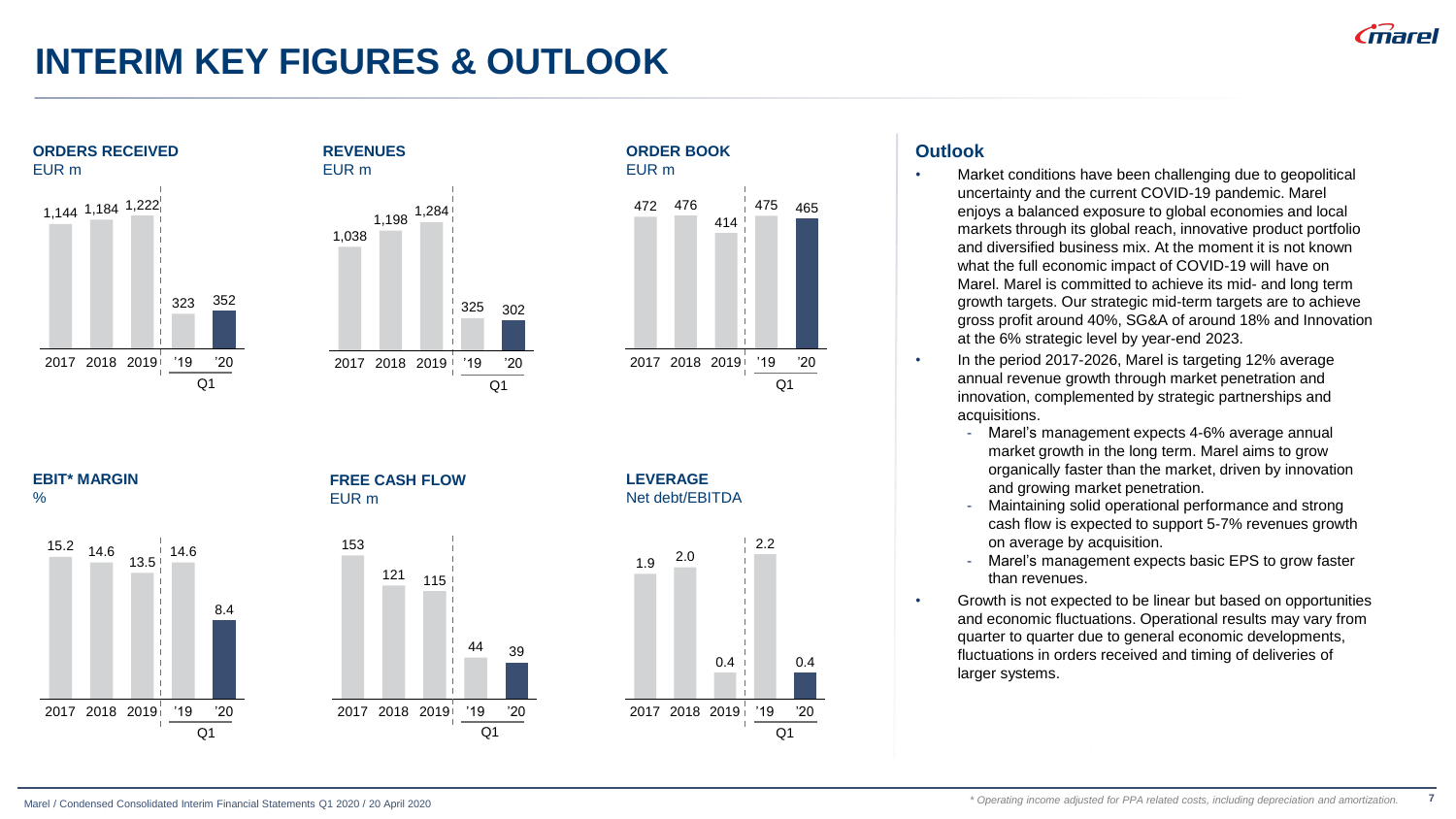# INTERIM KEY FIGURES & OUTLOOK

**ORDERS RECEIVED**
EUR m

| 2017 | 2018 | 2019 | Q1 '19 | Q1 '20 |
|---|---|---|---|---|
| 1,144 | 1,184 | 1,222 | 323 | 352 |

**REVENUES**
EUR m

| 2017 | 2018 | 2019 | Q1 '19 | Q1 '20 |
|---|---|---|---|---|
| 1,038 | 1,198 | 1,284 | 325 | 302 |

**ORDER BOOK**
EUR m

| 2017 | 2018 | 2019 | Q1 '19 | Q1 '20 |
|---|---|---|---|---|
| 472 | 476 | 414 | 475 | 465 |

**EBIT* MARGIN**
%

| 2017 | 2018 | 2019 | Q1 '19 | Q1 '20 |
|---|---|---|---|---|
| 15.2 | 14.6 | 13.5 | 14.6 | 8.4 |

**FREE CASH FLOW**
EUR m

| 2017 | 2018 | 2019 | Q1 '19 | Q1 '20 |
|---|---|---|---|---|
| 153 | 121 | 115 | 44 | 39 |

**LEVERAGE**
Net debt/EBITDA

| 2017 | 2018 | 2019 | Q1 '19 | Q1 '20 |
|---|---|---|---|---|
| 1.9 | 2.0 | 0.4 | 2.2 | 0.4 |

## Outlook

- Market conditions have been challenging due to geopolitical uncertainty and the current COVID-19 pandemic. Marel enjoys a balanced exposure to global economies and local markets through its global reach, innovative product portfolio and diversified business mix. At the moment it is not known what the full economic impact of COVID-19 will have on Marel. Marel is committed to achieve its mid- and long term growth targets. Our strategic mid-term targets are to achieve gross profit around 40%, SG&A of around 18% and Innovation at the 6% strategic level by year-end 2023.
- In the period 2017-2026, Marel is targeting 12% average annual revenue growth through market penetration and innovation, complemented by strategic partnerships and acquisitions.
  - Marel's management expects 4-6% average annual market growth in the long term. Marel aims to grow organically faster than the market, driven by innovation and growing market penetration.
  - Maintaining solid operational performance and strong cash flow is expected to support 5-7% revenues growth on average by acquisition.
  - Marel's management expects basic EPS to grow faster than revenues.
- Growth is not expected to be linear but based on opportunities and economic fluctuations. Operational results may vary from quarter to quarter due to general economic developments, fluctuations in orders received and timing of deliveries of larger systems.

*\* Operating income adjusted for PPA related costs, including depreciation and amortization.*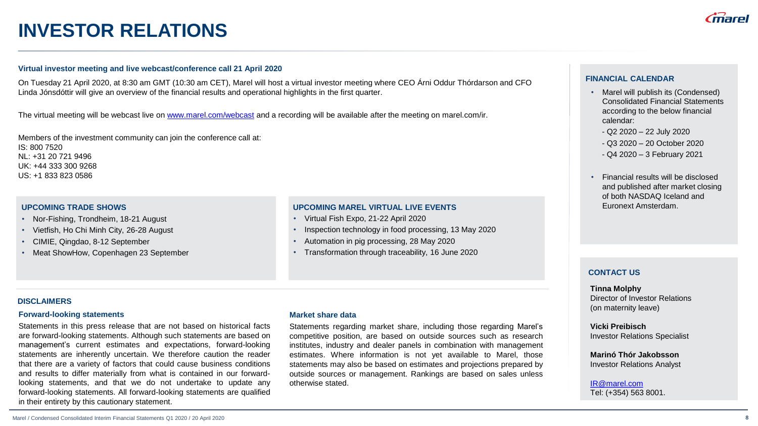# INVESTOR RELATIONS

### Virtual investor meeting and live webcast/conference call 21 April 2020

On Tuesday 21 April 2020, at 8:30 am GMT (10:30 am CET), Marel will host a virtual investor meeting where CEO Árni Oddur Thórdarson and CFO Linda Jónsdóttir will give an overview of the financial results and operational highlights in the first quarter.

The virtual meeting will be webcast live on www.marel.com/webcast and a recording will be available after the meeting on marel.com/ir.

Members of the investment community can join the conference call at:
IS: 800 7520
NL: +31 20 721 9496
UK: +44 333 300 9268
US: +1 833 823 0586

### UPCOMING TRADE SHOWS

- Nor-Fishing, Trondheim, 18-21 August
- Vietfish, Ho Chi Minh City, 26-28 August
- CIMIE, Qingdao, 8-12 September
- Meat ShowHow, Copenhagen 23 September

### UPCOMING MAREL VIRTUAL LIVE EVENTS

- Virtual Fish Expo, 21-22 April 2020
- Inspection technology in food processing, 13 May 2020
- Automation in pig processing, 28 May 2020
- Transformation through traceability, 16 June 2020

## DISCLAIMERS

### Forward-looking statements

Statements in this press release that are not based on historical facts are forward-looking statements. Although such statements are based on management's current estimates and expectations, forward-looking statements are inherently uncertain. We therefore caution the reader that there are a variety of factors that could cause business conditions and results to differ materially from what is contained in our forward-looking statements, and that we do not undertake to update any forward-looking statements. All forward-looking statements are qualified in their entirety by this cautionary statement.

### Market share data

Statements regarding market share, including those regarding Marel's competitive position, are based on outside sources such as research institutes, industry and dealer panels in combination with management estimates. Where information is not yet available to Marel, those statements may also be based on estimates and projections prepared by outside sources or management. Rankings are based on sales unless otherwise stated.

### FINANCIAL CALENDAR

- Marel will publish its (Condensed) Consolidated Financial Statements according to the below financial calendar:
  - Q2 2020 – 22 July 2020
  - Q3 2020 – 20 October 2020
  - Q4 2020 – 3 February 2021
- Financial results will be disclosed and published after market closing of both NASDAQ Iceland and Euronext Amsterdam.

### CONTACT US

**Tinna Molphy**
Director of Investor Relations
(on maternity leave)

**Vicki Preibisch**
Investor Relations Specialist

**Marinó Thór Jakobsson**
Investor Relations Analyst

IR@marel.com
Tel: (+354) 563 8001.